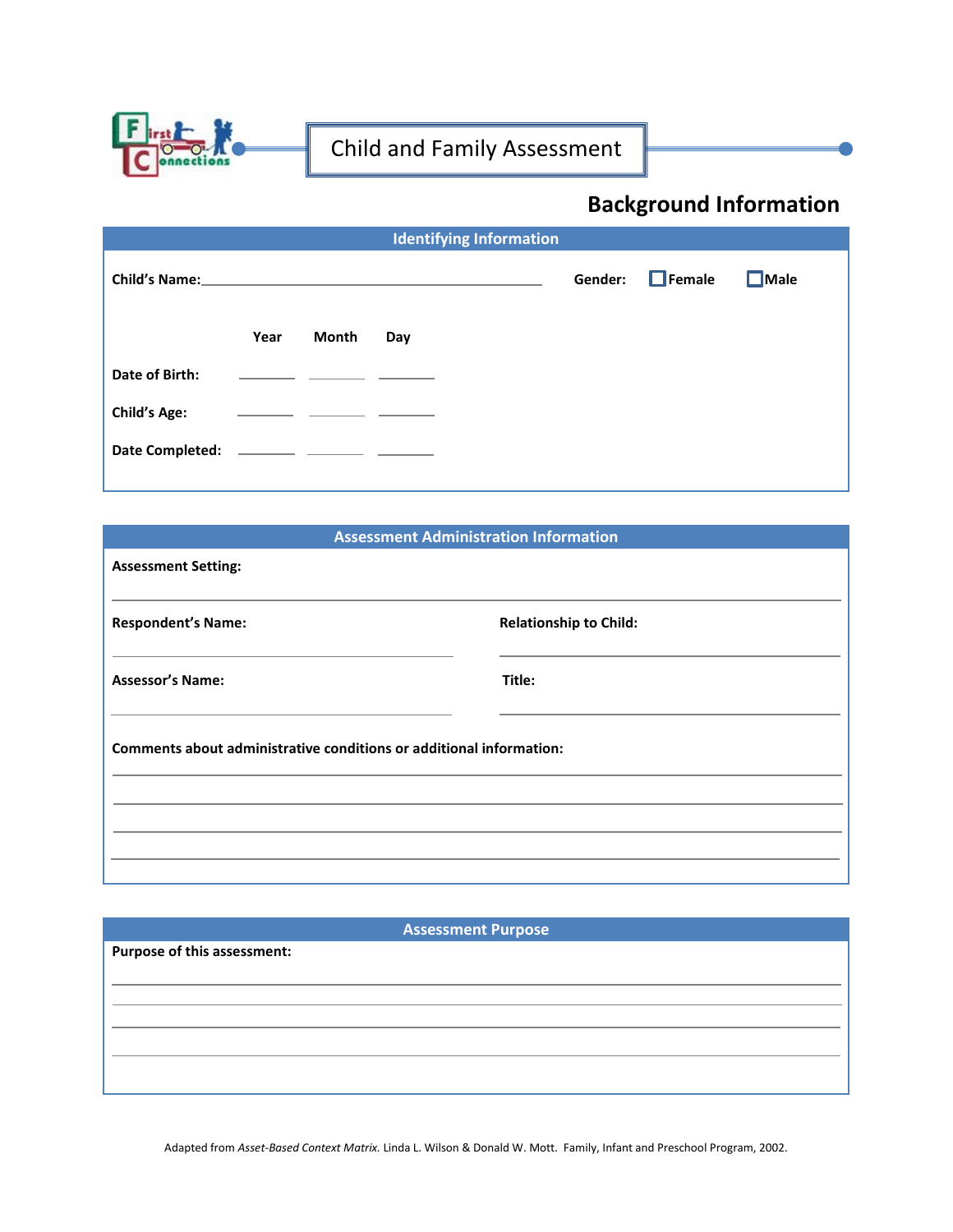# Child and Family Assessment

## Background Information

### Identifying Information

**Child's Name:**\_\_\_\_\_\_\_\_\_\_\_\_\_\_\_\_\_\_\_\_\_\_\_\_\_\_\_\_\_\_\_\_\_\_\_\_\_\_\_\_ **Gender:** ☐ **Female** ☐ **Male**

| | **Year** | **Month** | **Day** |
|---|---|---|---|
| **Date of Birth:** | \_\_\_\_\_\_\_ | \_\_\_\_\_\_\_ | \_\_\_\_\_\_\_ |
| **Child's Age:** | \_\_\_\_\_\_\_ | \_\_\_\_\_\_\_ | \_\_\_\_\_\_\_ |
| **Date Completed:** | \_\_\_\_\_\_\_ | \_\_\_\_\_\_\_ | \_\_\_\_\_\_\_ |

### Assessment Administration Information

**Assessment Setting:**

\_\_\_\_\_\_\_\_\_\_\_\_\_\_\_\_\_\_\_\_\_\_\_\_\_\_\_\_\_\_\_\_\_\_\_\_\_\_\_\_\_\_\_\_\_\_\_\_\_\_\_\_\_\_\_\_\_\_\_\_\_\_\_\_\_\_\_\_\_\_\_\_\_\_\_\_\_\_

**Respondent's Name:** \_\_\_\_\_\_\_\_\_\_\_\_\_\_\_\_\_\_\_\_\_\_\_\_\_\_\_\_\_\_\_\_\_\_\_\_\_ **Relationship to Child:** \_\_\_\_\_\_\_\_\_\_\_\_\_\_\_\_\_\_\_\_\_\_\_\_\_\_\_\_\_\_\_\_\_\_\_\_\_

**Assessor's Name:** \_\_\_\_\_\_\_\_\_\_\_\_\_\_\_\_\_\_\_\_\_\_\_\_\_\_\_\_\_\_\_\_\_\_\_\_\_ **Title:** \_\_\_\_\_\_\_\_\_\_\_\_\_\_\_\_\_\_\_\_\_\_\_\_\_\_\_\_\_\_\_\_\_\_\_\_\_

**Comments about administrative conditions or additional information:**

\_\_\_\_\_\_\_\_\_\_\_\_\_\_\_\_\_\_\_\_\_\_\_\_\_\_\_\_\_\_\_\_\_\_\_\_\_\_\_\_\_\_\_\_\_\_\_\_\_\_\_\_\_\_\_\_\_\_\_\_\_\_\_\_\_\_\_\_\_\_\_\_\_\_\_\_\_\_

\_\_\_\_\_\_\_\_\_\_\_\_\_\_\_\_\_\_\_\_\_\_\_\_\_\_\_\_\_\_\_\_\_\_\_\_\_\_\_\_\_\_\_\_\_\_\_\_\_\_\_\_\_\_\_\_\_\_\_\_\_\_\_\_\_\_\_\_\_\_\_\_\_\_\_\_\_\_

\_\_\_\_\_\_\_\_\_\_\_\_\_\_\_\_\_\_\_\_\_\_\_\_\_\_\_\_\_\_\_\_\_\_\_\_\_\_\_\_\_\_\_\_\_\_\_\_\_\_\_\_\_\_\_\_\_\_\_\_\_\_\_\_\_\_\_\_\_\_\_\_\_\_\_\_\_\_

\_\_\_\_\_\_\_\_\_\_\_\_\_\_\_\_\_\_\_\_\_\_\_\_\_\_\_\_\_\_\_\_\_\_\_\_\_\_\_\_\_\_\_\_\_\_\_\_\_\_\_\_\_\_\_\_\_\_\_\_\_\_\_\_\_\_\_\_\_\_\_\_\_\_\_\_\_\_

### Assessment Purpose

**Purpose of this assessment:**

\_\_\_\_\_\_\_\_\_\_\_\_\_\_\_\_\_\_\_\_\_\_\_\_\_\_\_\_\_\_\_\_\_\_\_\_\_\_\_\_\_\_\_\_\_\_\_\_\_\_\_\_\_\_\_\_\_\_\_\_\_\_\_\_\_\_\_\_\_\_\_\_\_\_\_\_\_\_

\_\_\_\_\_\_\_\_\_\_\_\_\_\_\_\_\_\_\_\_\_\_\_\_\_\_\_\_\_\_\_\_\_\_\_\_\_\_\_\_\_\_\_\_\_\_\_\_\_\_\_\_\_\_\_\_\_\_\_\_\_\_\_\_\_\_\_\_\_\_\_\_\_\_\_\_\_\_

\_\_\_\_\_\_\_\_\_\_\_\_\_\_\_\_\_\_\_\_\_\_\_\_\_\_\_\_\_\_\_\_\_\_\_\_\_\_\_\_\_\_\_\_\_\_\_\_\_\_\_\_\_\_\_\_\_\_\_\_\_\_\_\_\_\_\_\_\_\_\_\_\_\_\_\_\_\_

\_\_\_\_\_\_\_\_\_\_\_\_\_\_\_\_\_\_\_\_\_\_\_\_\_\_\_\_\_\_\_\_\_\_\_\_\_\_\_\_\_\_\_\_\_\_\_\_\_\_\_\_\_\_\_\_\_\_\_\_\_\_\_\_\_\_\_\_\_\_\_\_\_\_\_\_\_\_

Adapted from *Asset-Based Context Matrix.* Linda L. Wilson & Donald W. Mott. Family, Infant and Preschool Program, 2002.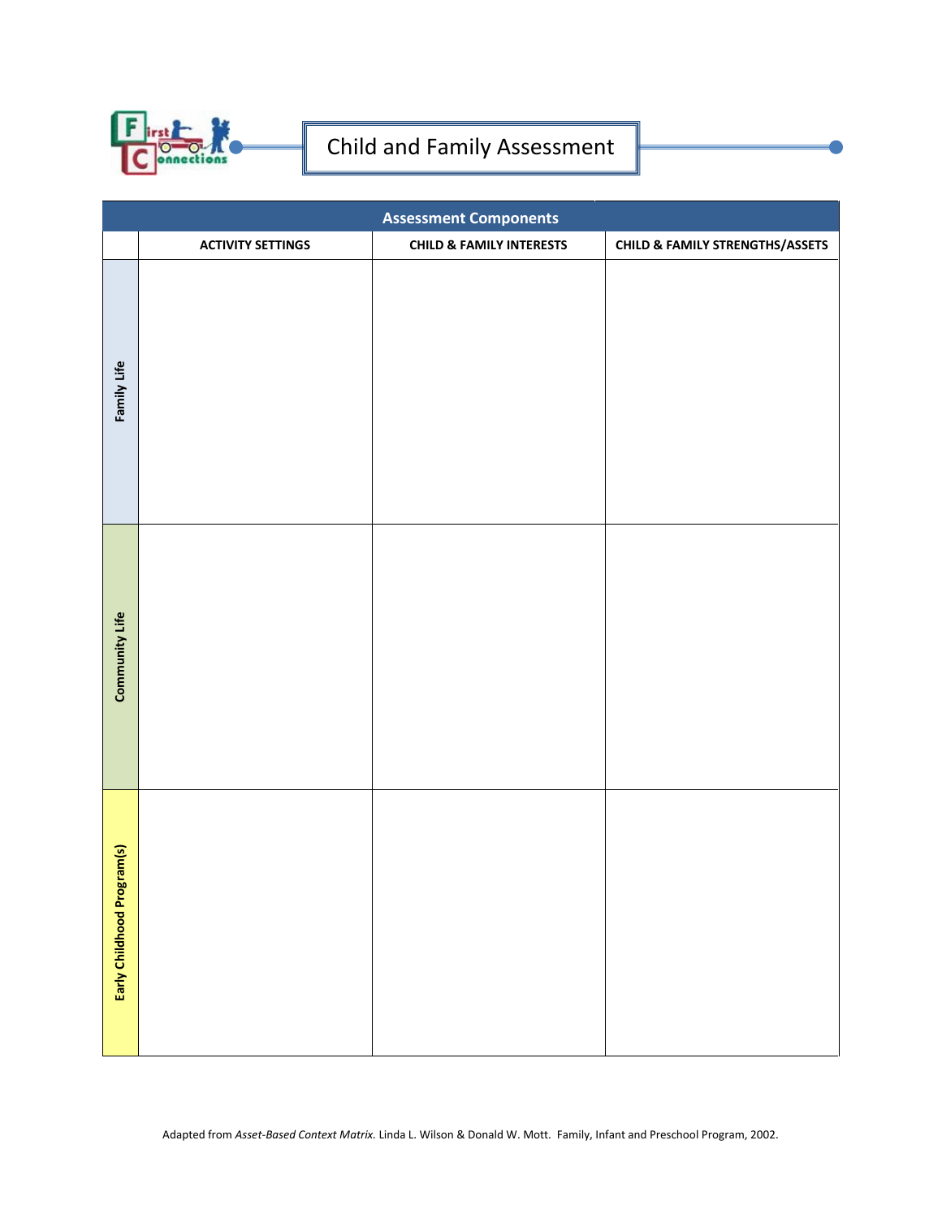# Child and Family Assessment

| Assessment Components | | | |
|---|---|---|---|
| | ACTIVITY SETTINGS | CHILD & FAMILY INTERESTS | CHILD & FAMILY STRENGTHS/ASSETS |
| Family Life | | | |
| Community Life | | | |
| Early Childhood Program(s) | | | |

Adapted from *Asset-Based Context Matrix.* Linda L. Wilson & Donald W. Mott. Family, Infant and Preschool Program, 2002.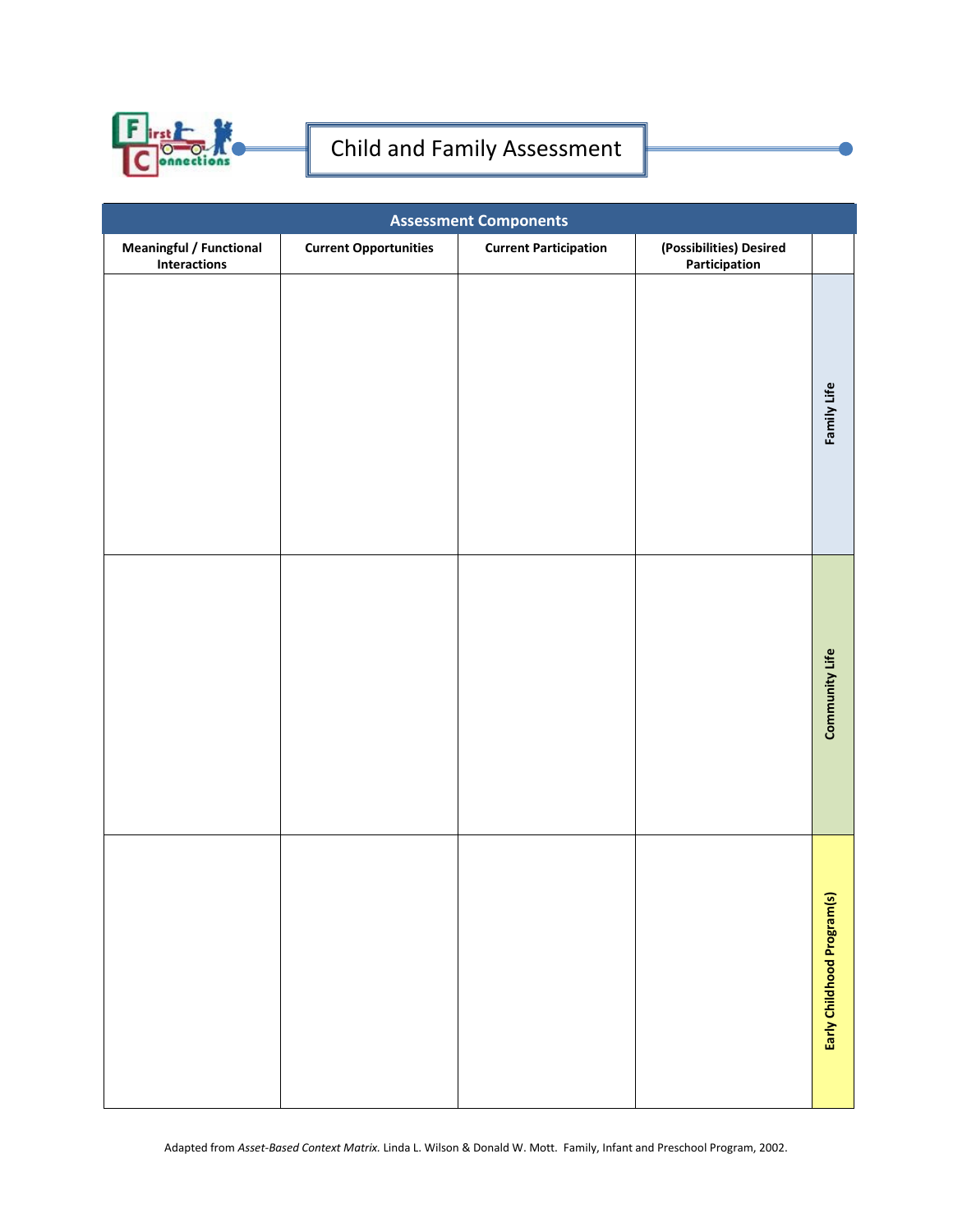# Child and Family Assessment

| Assessment Components | | | | |
|---|---|---|---|---|
| Meaningful / Functional Interactions | Current Opportunities | Current Participation | (Possibilities) Desired Participation | |
| | | | | Family Life |
| | | | | Community Life |
| | | | | Early Childhood Program(s) |

Adapted from *Asset-Based Context Matrix.* Linda L. Wilson & Donald W. Mott. Family, Infant and Preschool Program, 2002.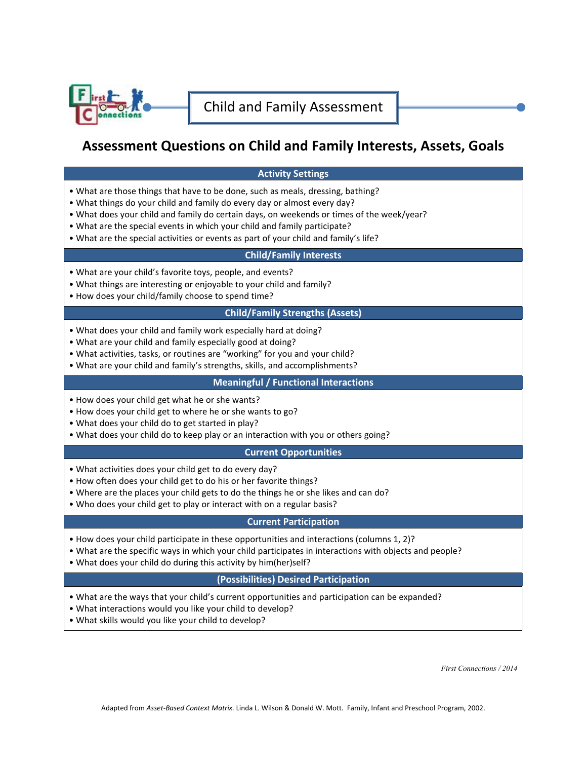Child and Family Assessment

# Assessment Questions on Child and Family Interests, Assets, Goals

## Activity Settings

- What are those things that have to be done, such as meals, dressing, bathing?
- What things do your child and family do every day or almost every day?
- What does your child and family do certain days, on weekends or times of the week/year?
- What are the special events in which your child and family participate?
- What are the special activities or events as part of your child and family's life?

## Child/Family Interests

- What are your child's favorite toys, people, and events?
- What things are interesting or enjoyable to your child and family?
- How does your child/family choose to spend time?

## Child/Family Strengths (Assets)

- What does your child and family work especially hard at doing?
- What are your child and family especially good at doing?
- What activities, tasks, or routines are "working" for you and your child?
- What are your child and family's strengths, skills, and accomplishments?

## Meaningful / Functional Interactions

- How does your child get what he or she wants?
- How does your child get to where he or she wants to go?
- What does your child do to get started in play?
- What does your child do to keep play or an interaction with you or others going?

## Current Opportunities

- What activities does your child get to do every day?
- How often does your child get to do his or her favorite things?
- Where are the places your child gets to do the things he or she likes and can do?
- Who does your child get to play or interact with on a regular basis?

## Current Participation

- How does your child participate in these opportunities and interactions (columns 1, 2)?
- What are the specific ways in which your child participates in interactions with objects and people?
- What does your child do during this activity by him(her)self?

## (Possibilities) Desired Participation

- What are the ways that your child's current opportunities and participation can be expanded?
- What interactions would you like your child to develop?
- What skills would you like your child to develop?

*First Connections / 2014*

Adapted from *Asset-Based Context Matrix.* Linda L. Wilson & Donald W. Mott. Family, Infant and Preschool Program, 2002.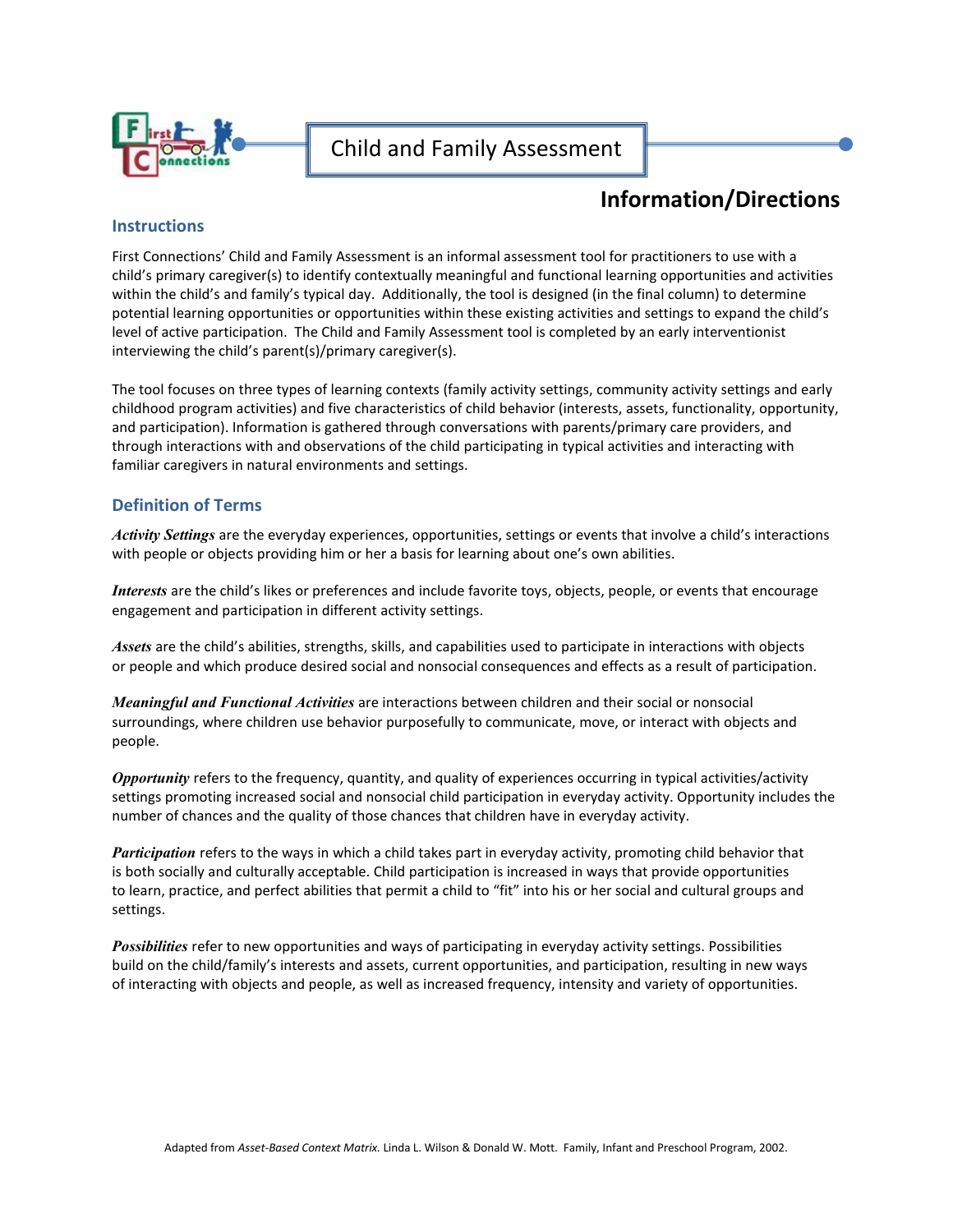# Child and Family Assessment

## Information/Directions

### Instructions

First Connections' Child and Family Assessment is an informal assessment tool for practitioners to use with a child's primary caregiver(s) to identify contextually meaningful and functional learning opportunities and activities within the child's and family's typical day. Additionally, the tool is designed (in the final column) to determine potential learning opportunities or opportunities within these existing activities and settings to expand the child's level of active participation. The Child and Family Assessment tool is completed by an early interventionist interviewing the child's parent(s)/primary caregiver(s).

The tool focuses on three types of learning contexts (family activity settings, community activity settings and early childhood program activities) and five characteristics of child behavior (interests, assets, functionality, opportunity, and participation). Information is gathered through conversations with parents/primary care providers, and through interactions with and observations of the child participating in typical activities and interacting with familiar caregivers in natural environments and settings.

### Definition of Terms

***Activity Settings*** are the everyday experiences, opportunities, settings or events that involve a child's interactions with people or objects providing him or her a basis for learning about one's own abilities.

***Interests*** are the child's likes or preferences and include favorite toys, objects, people, or events that encourage engagement and participation in different activity settings.

***Assets*** are the child's abilities, strengths, skills, and capabilities used to participate in interactions with objects or people and which produce desired social and nonsocial consequences and effects as a result of participation.

***Meaningful and Functional Activities*** are interactions between children and their social or nonsocial surroundings, where children use behavior purposefully to communicate, move, or interact with objects and people.

***Opportunity*** refers to the frequency, quantity, and quality of experiences occurring in typical activities/activity settings promoting increased social and nonsocial child participation in everyday activity. Opportunity includes the number of chances and the quality of those chances that children have in everyday activity.

***Participation*** refers to the ways in which a child takes part in everyday activity, promoting child behavior that is both socially and culturally acceptable. Child participation is increased in ways that provide opportunities to learn, practice, and perfect abilities that permit a child to "fit" into his or her social and cultural groups and settings.

***Possibilities*** refer to new opportunities and ways of participating in everyday activity settings. Possibilities build on the child/family's interests and assets, current opportunities, and participation, resulting in new ways of interacting with objects and people, as well as increased frequency, intensity and variety of opportunities.

Adapted from *Asset-Based Context Matrix.* Linda L. Wilson & Donald W. Mott. Family, Infant and Preschool Program, 2002.